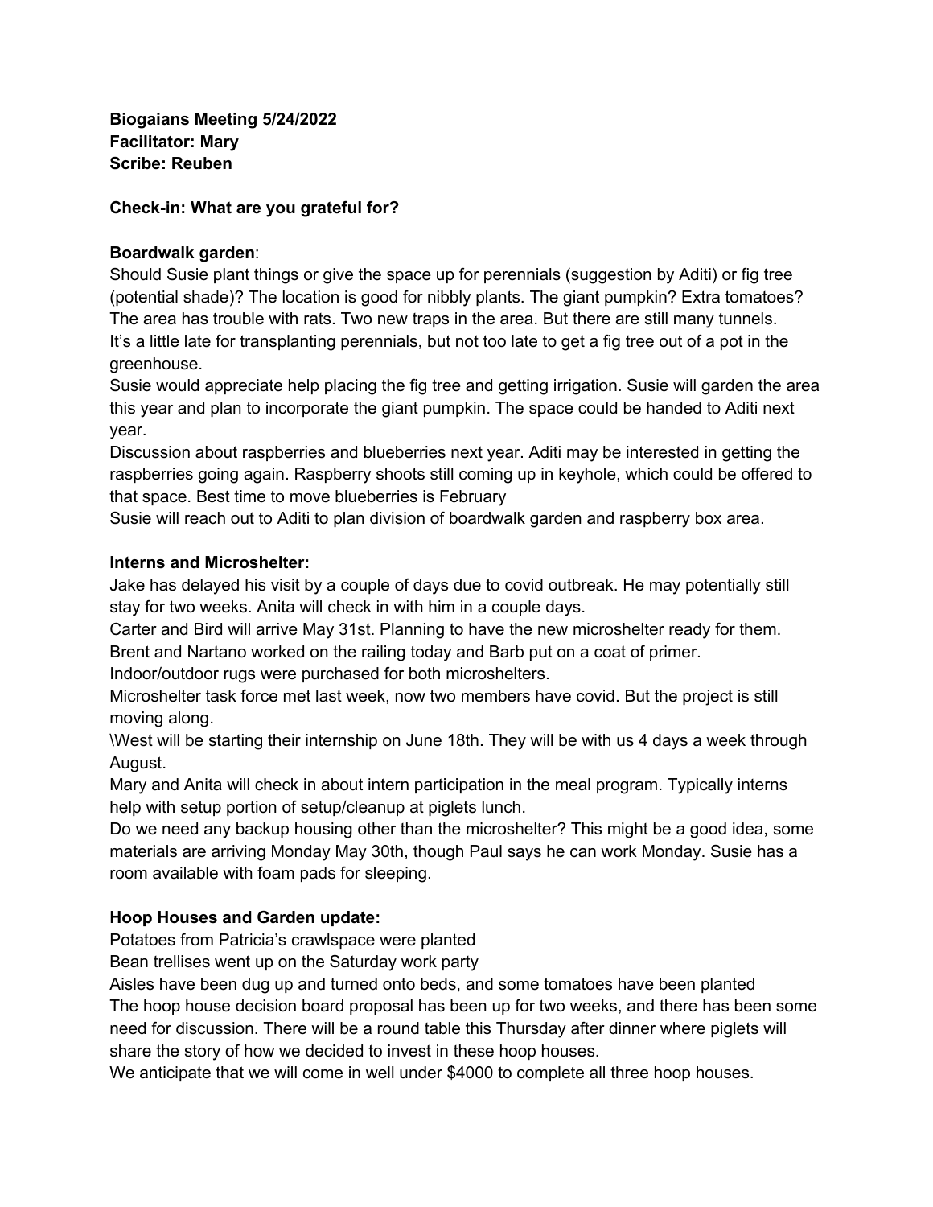**Biogaians Meeting 5/24/2022**
**Facilitator: Mary**
**Scribe: Reuben**

**Check-in: What are you grateful for?**

**Boardwalk garden**:
Should Susie plant things or give the space up for perennials (suggestion by Aditi) or fig tree (potential shade)? The location is good for nibbly plants. The giant pumpkin? Extra tomatoes?
The area has trouble with rats. Two new traps in the area. But there are still many tunnels.
It's a little late for transplanting perennials, but not too late to get a fig tree out of a pot in the greenhouse.
Susie would appreciate help placing the fig tree and getting irrigation. Susie will garden the area this year and plan to incorporate the giant pumpkin. The space could be handed to Aditi next year.
Discussion about raspberries and blueberries next year. Aditi may be interested in getting the raspberries going again. Raspberry shoots still coming up in keyhole, which could be offered to that space. Best time to move blueberries is February
Susie will reach out to Aditi to plan division of boardwalk garden and raspberry box area.

**Interns and Microshelter:**
Jake has delayed his visit by a couple of days due to covid outbreak. He may potentially still stay for two weeks. Anita will check in with him in a couple days.
Carter and Bird will arrive May 31st. Planning to have the new microshelter ready for them. Brent and Nartano worked on the railing today and Barb put on a coat of primer.
Indoor/outdoor rugs were purchased for both microshelters.
Microshelter task force met last week, now two members have covid. But the project is still moving along.
\West will be starting their internship on June 18th. They will be with us 4 days a week through August.
Mary and Anita will check in about intern participation in the meal program. Typically interns help with setup portion of setup/cleanup at piglets lunch.
Do we need any backup housing other than the microshelter? This might be a good idea, some materials are arriving Monday May 30th, though Paul says he can work Monday. Susie has a room available with foam pads for sleeping.

**Hoop Houses and Garden update:**
Potatoes from Patricia's crawlspace were planted
Bean trellises went up on the Saturday work party
Aisles have been dug up and turned onto beds, and some tomatoes have been planted
The hoop house decision board proposal has been up for two weeks, and there has been some need for discussion. There will be a round table this Thursday after dinner where piglets will share the story of how we decided to invest in these hoop houses.
We anticipate that we will come in well under $4000 to complete all three hoop houses.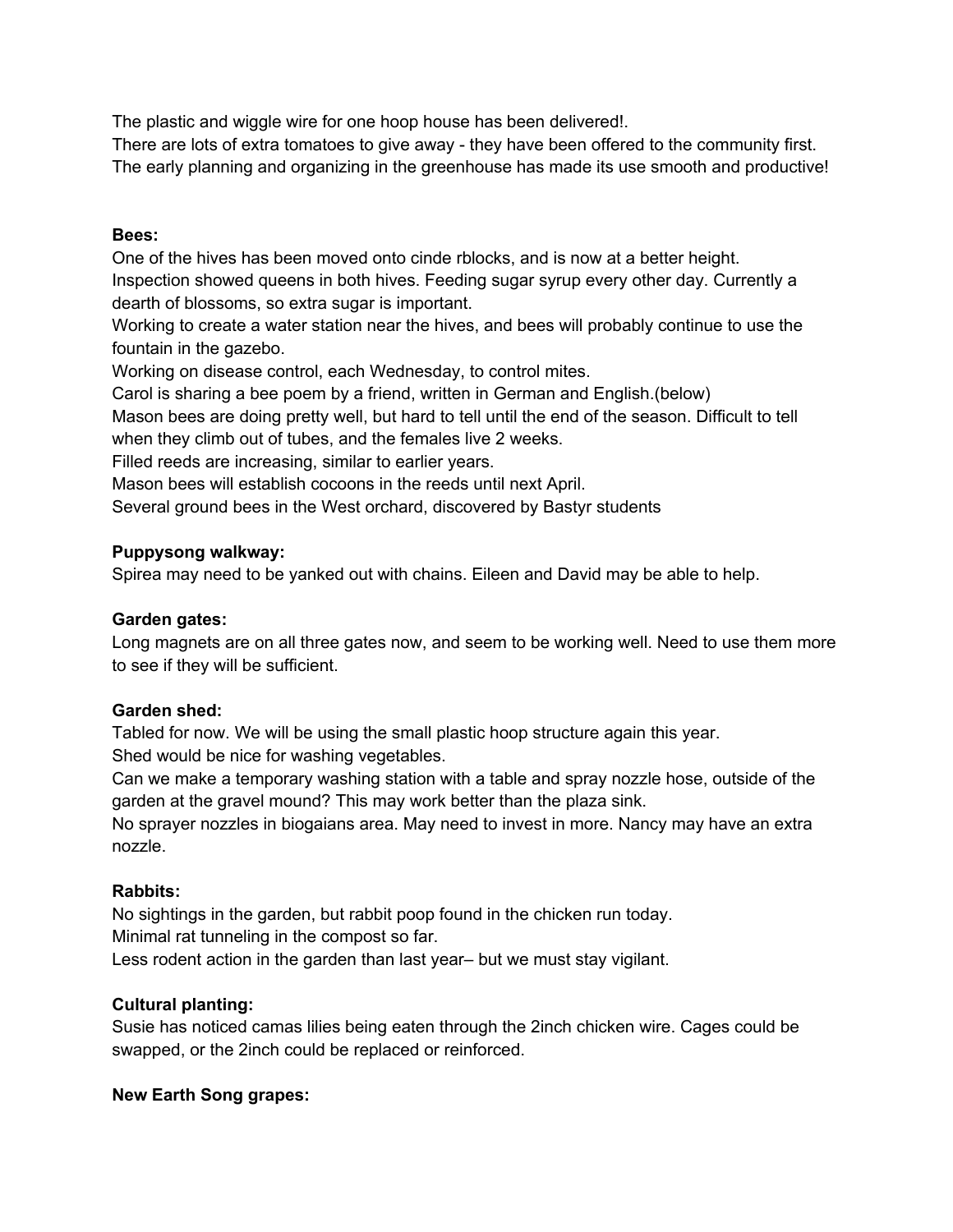The plastic and wiggle wire for one hoop house has been delivered!.
There are lots of extra tomatoes to give away - they have been offered to the community first.
The early planning and organizing in the greenhouse has made its use smooth and productive!

**Bees:**
One of the hives has been moved onto cinde rblocks, and is now at a better height.
Inspection showed queens in both hives. Feeding sugar syrup every other day. Currently a dearth of blossoms, so extra sugar is important.
Working to create a water station near the hives, and bees will probably continue to use the fountain in the gazebo.
Working on disease control, each Wednesday, to control mites.
Carol is sharing a bee poem by a friend, written in German and English.(below)
Mason bees are doing pretty well, but hard to tell until the end of the season. Difficult to tell when they climb out of tubes, and the females live 2 weeks.
Filled reeds are increasing, similar to earlier years.
Mason bees will establish cocoons in the reeds until next April.
Several ground bees in the West orchard, discovered by Bastyr students

**Puppysong walkway:**
Spirea may need to be yanked out with chains. Eileen and David may be able to help.

**Garden gates:**
Long magnets are on all three gates now, and seem to be working well. Need to use them more to see if they will be sufficient.

**Garden shed:**
Tabled for now. We will be using the small plastic hoop structure again this year.
Shed would be nice for washing vegetables.
Can we make a temporary washing station with a table and spray nozzle hose, outside of the garden at the gravel mound? This may work better than the plaza sink.
No sprayer nozzles in biogaians area. May need to invest in more. Nancy may have an extra nozzle.

**Rabbits:**
No sightings in the garden, but rabbit poop found in the chicken run today.
Minimal rat tunneling in the compost so far.
Less rodent action in the garden than last year– but we must stay vigilant.

**Cultural planting:**
Susie has noticed camas lilies being eaten through the 2inch chicken wire. Cages could be swapped, or the 2inch could be replaced or reinforced.

**New Earth Song grapes:**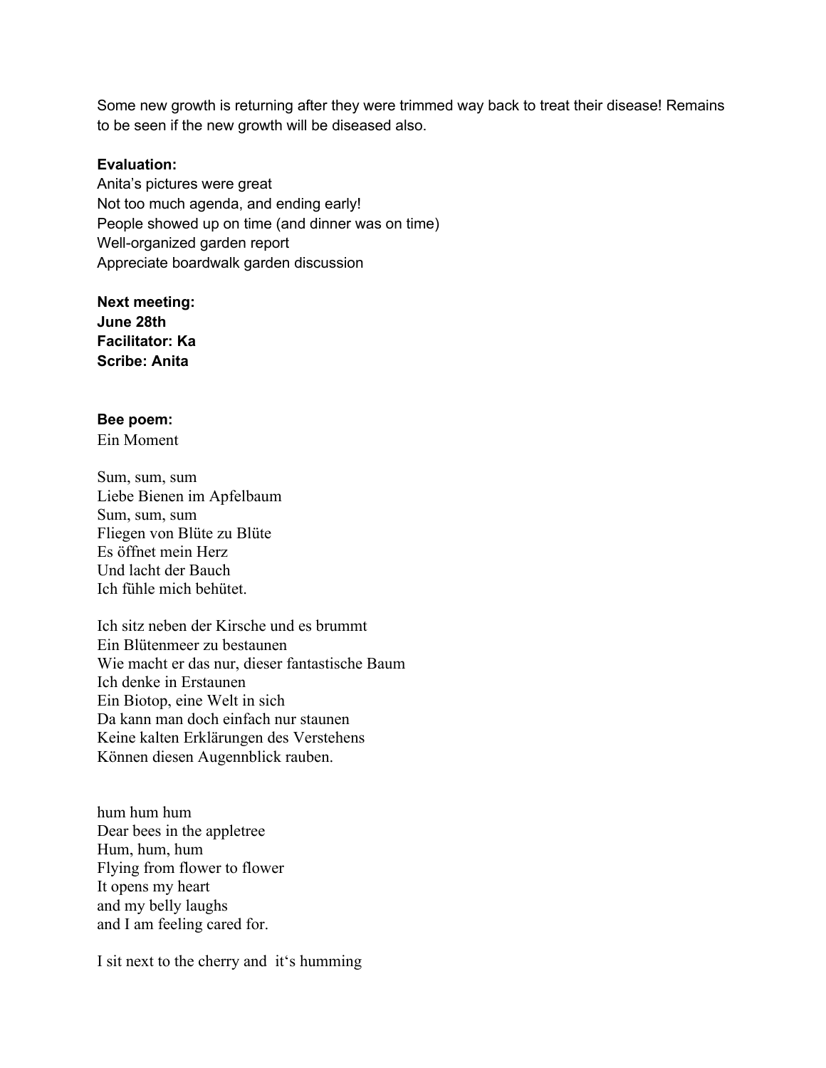Some new growth is returning after they were trimmed way back to treat their disease! Remains to be seen if the new growth will be diseased also.

**Evaluation:**
Anita's pictures were great
Not too much agenda, and ending early!
People showed up on time (and dinner was on time)
Well-organized garden report
Appreciate boardwalk garden discussion

**Next meeting:**
**June 28th**
**Facilitator: Ka**
**Scribe: Anita**

**Bee poem:**
Ein Moment

Sum, sum, sum
Liebe Bienen im Apfelbaum
Sum, sum, sum
Fliegen von Blüte zu Blüte
Es öffnet mein Herz
Und lacht der Bauch
Ich fühle mich behütet.

Ich sitz neben der Kirsche und es brummt
Ein Blütenmeer zu bestaunen
Wie macht er das nur, dieser fantastische Baum
Ich denke in Erstaunen
Ein Biotop, eine Welt in sich
Da kann man doch einfach nur staunen
Keine kalten Erklärungen des Verstehens
Können diesen Augennblick rauben.

hum hum hum
Dear bees in the appletree
Hum, hum, hum
Flying from flower to flower
It opens my heart
and my belly laughs
and I am feeling cared for.

I sit next to the cherry and it's humming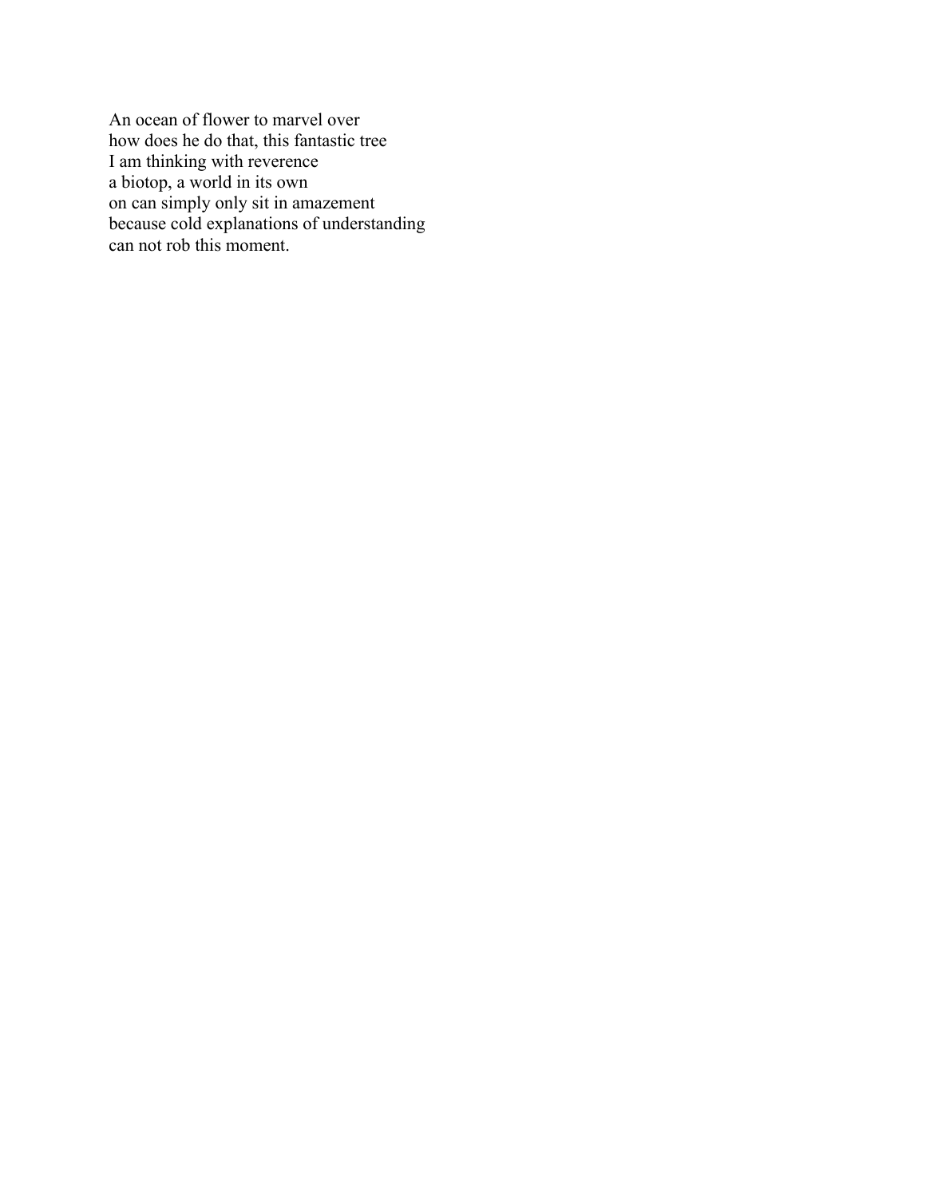An ocean of flower to marvel over  
how does he do that, this fantastic tree  
I am thinking with reverence  
a biotop, a world in its own  
on can simply only sit in amazement  
because cold explanations of understanding  
can not rob this moment.